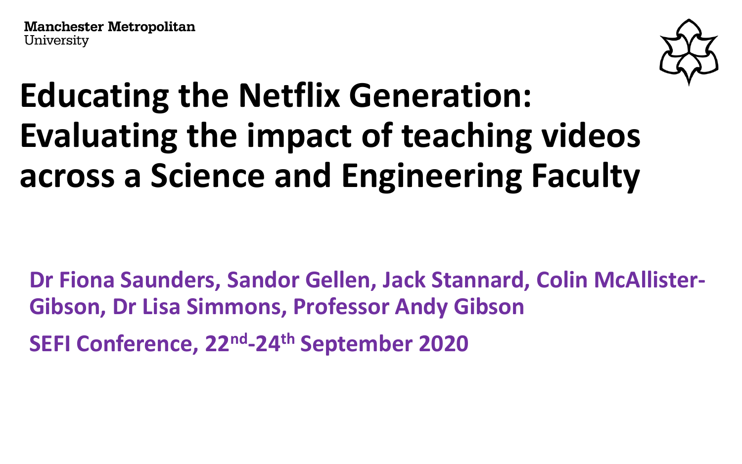Manchester Metropolitan University

# Educating the Netflix Generation: Evaluating the impact of teaching videos across a Science and Engineering Faculty

**Dr Fiona Saunders, Sandor Gellen, Jack Stannard, Colin McAllister-Gibson, Dr Lisa Simmons, Professor Andy Gibson**

**SEFI Conference, 22nd-24th September 2020**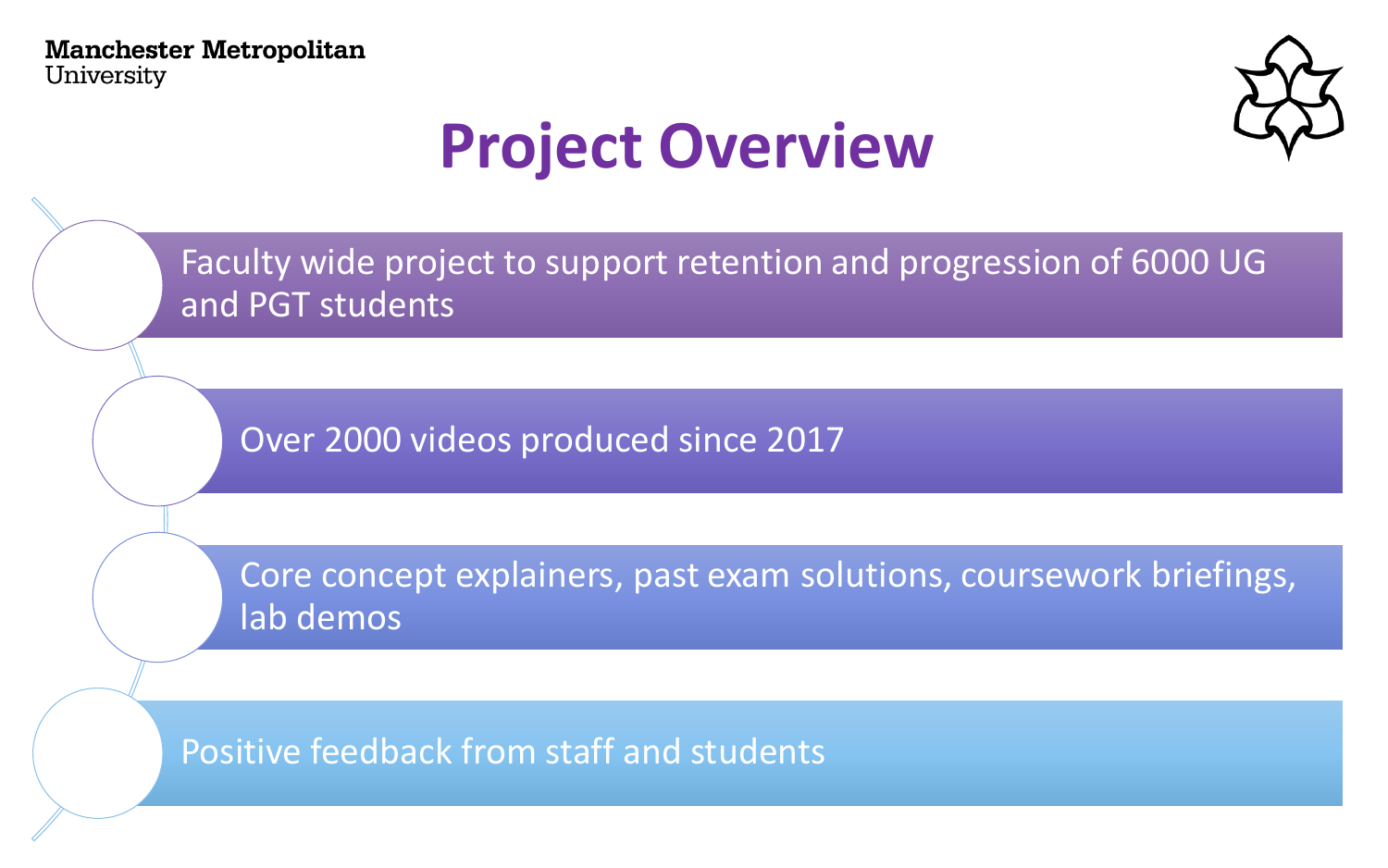Manchester Metropolitan University

# Project Overview

- Faculty wide project to support retention and progression of 6000 UG and PGT students
- Over 2000 videos produced since 2017
- Core concept explainers, past exam solutions, coursework briefings, lab demos
- Positive feedback from staff and students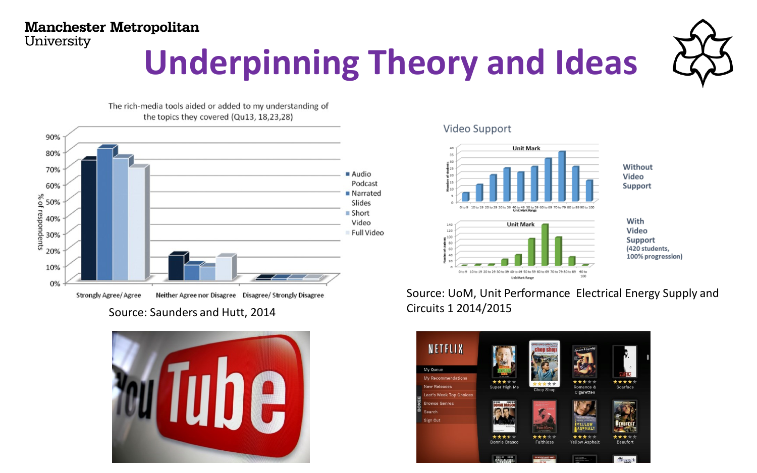# Underpinning Theory and Ideas

The rich-media tools aided or added to my understanding of the topics they covered (Qu13, 18,23,28)

Source: Saunders and Hutt, 2014

Video Support

Without Video Support

With Video Support (420 students, 100% progression)

Source: UoM, Unit Performance Electrical Energy Supply and Circuits 1 2014/2015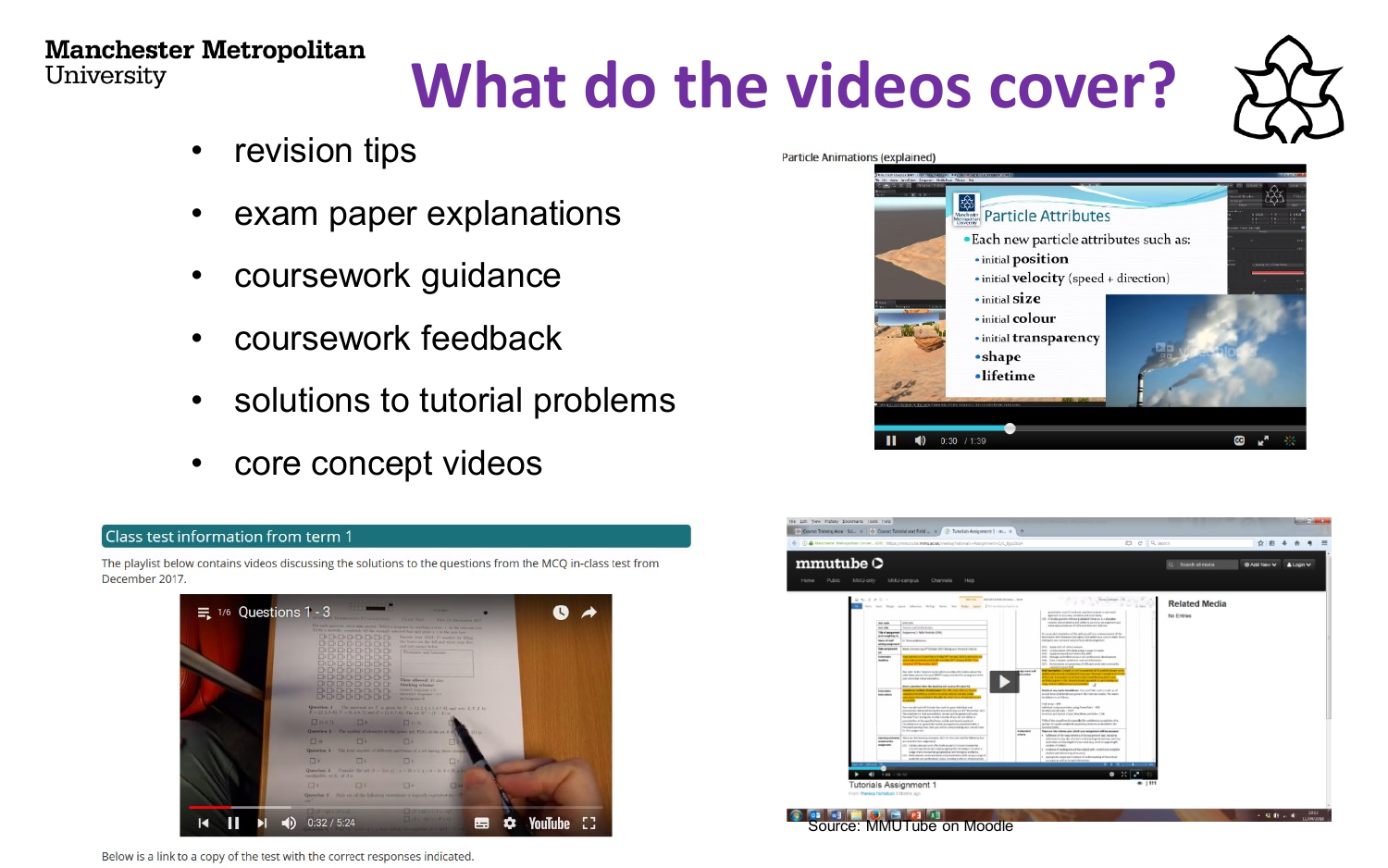# What do the videos cover?

- revision tips
- exam paper explanations
- coursework guidance
- coursework feedback
- solutions to tutorial problems
- core concept videos

Particle Animations (explained)

Class test information from term 1

The playlist below contains videos discussing the solutions to the questions from the MCQ in-class test from December 2017.

Below is a link to a copy of the test with the correct responses indicated.

Source: MMUTube on Moodle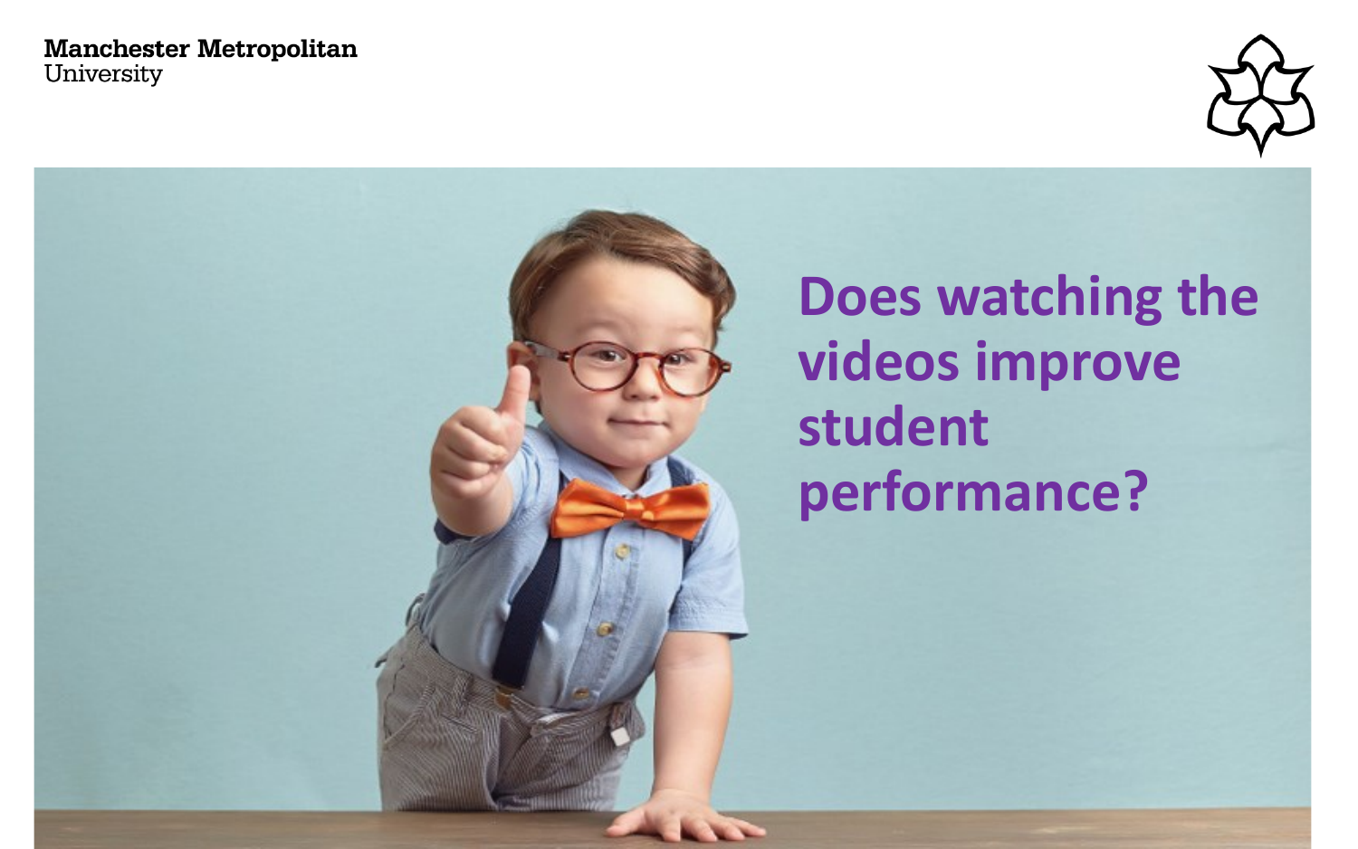# Does watching the videos improve student performance?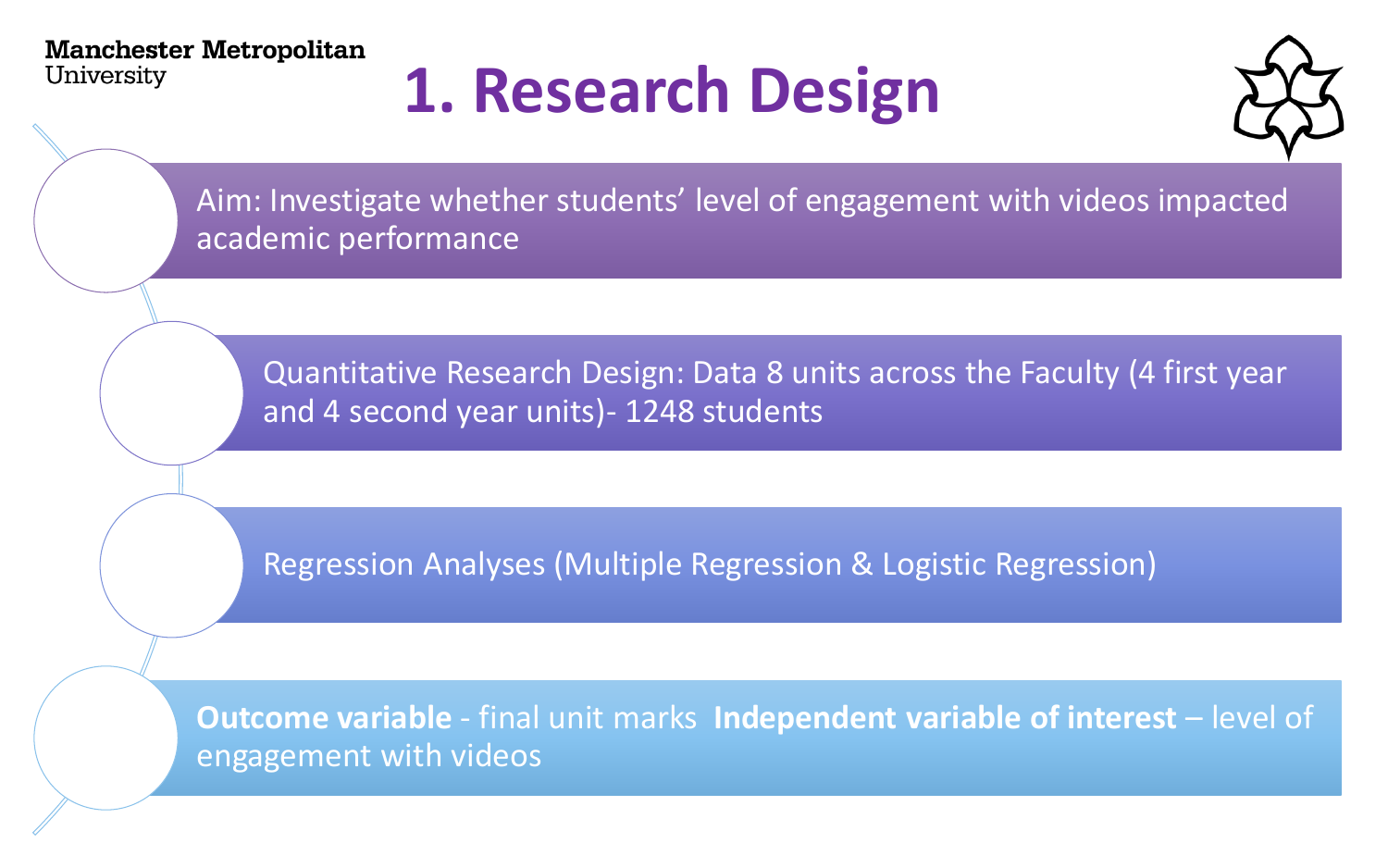# 1. Research Design

- Aim: Investigate whether students' level of engagement with videos impacted academic performance
- Quantitative Research Design: Data 8 units across the Faculty (4 first year and 4 second year units)- 1248 students
- Regression Analyses (Multiple Regression & Logistic Regression)
- **Outcome variable** - final unit marks **Independent variable of interest** – level of engagement with videos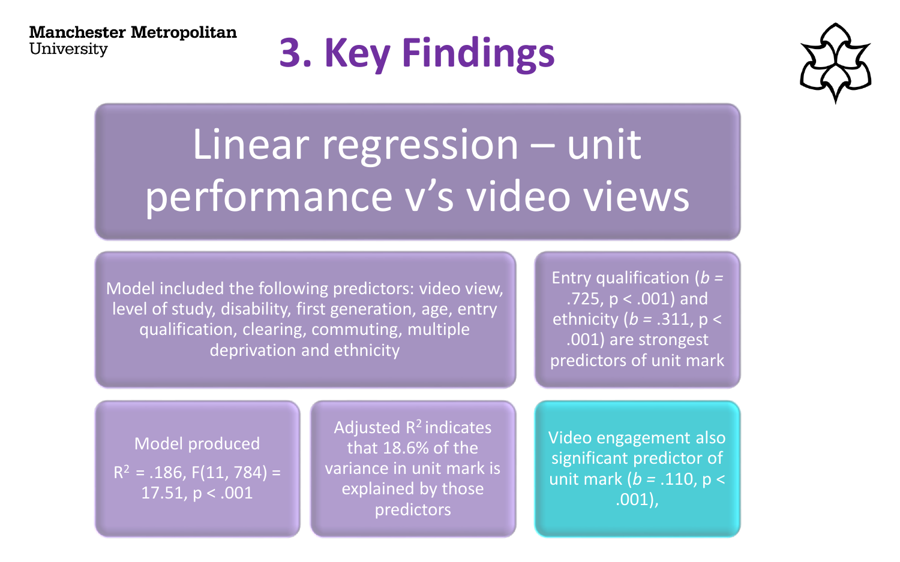# 3. Key Findings

## Linear regression – unit performance v's video views

Model included the following predictors: video view, level of study, disability, first generation, age, entry qualification, clearing, commuting, multiple deprivation and ethnicity

Entry qualification (*b* = .725, $p < .001$) and ethnicity (*b* = .311, $p < .001$) are strongest predictors of unit mark

Model produced

$R^2 = .186$, $F(11, 784) = 17.51$, $p < .001$

Adjusted $R^2$ indicates that 18.6% of the variance in unit mark is explained by those predictors

Video engagement also significant predictor of unit mark (*b* = .110, $p < .001$),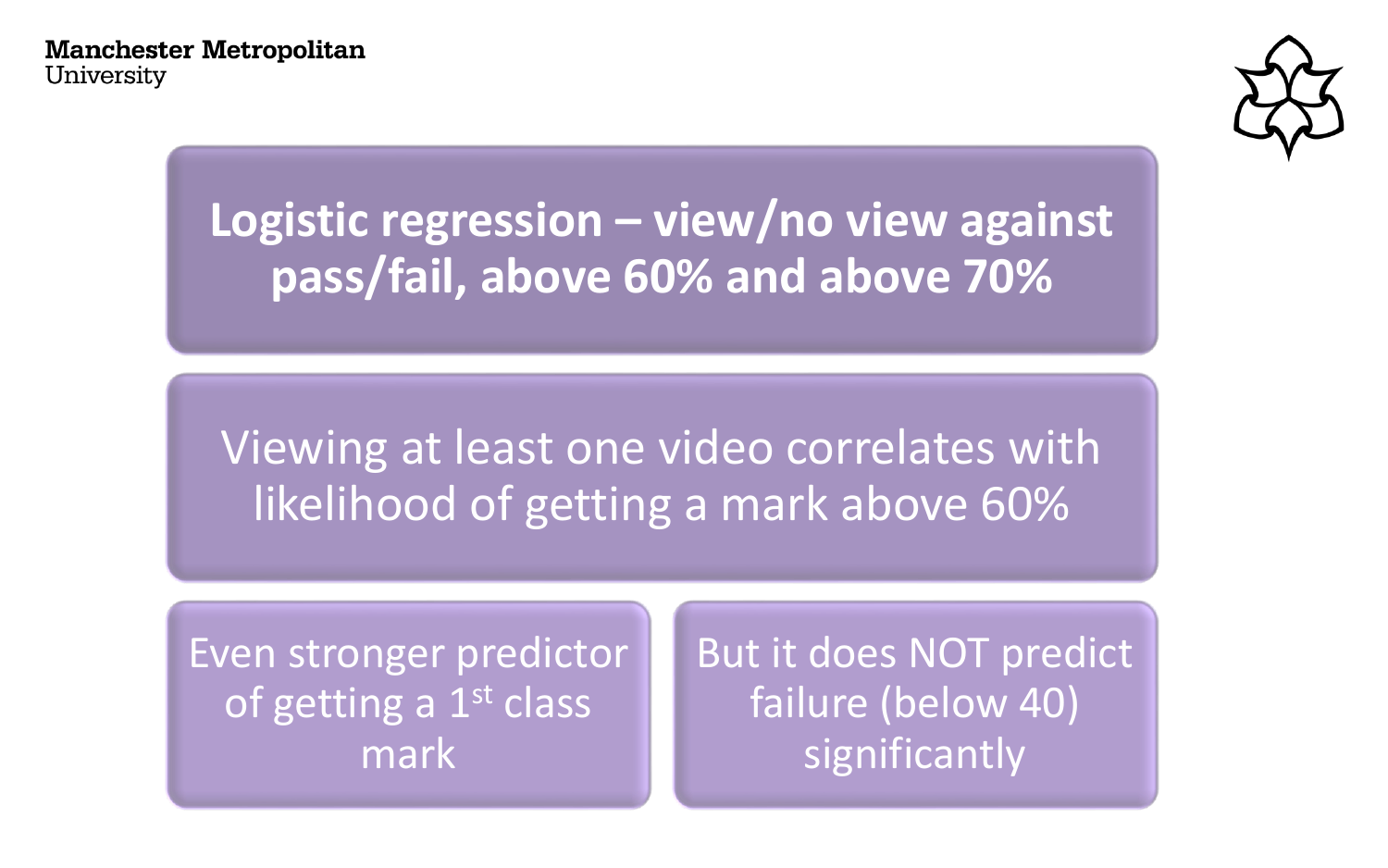# Logistic regression – view/no view against pass/fail, above 60% and above 70%

Viewing at least one video correlates with likelihood of getting a mark above 60%

Even stronger predictor of getting a 1st class mark

But it does NOT predict failure (below 40) significantly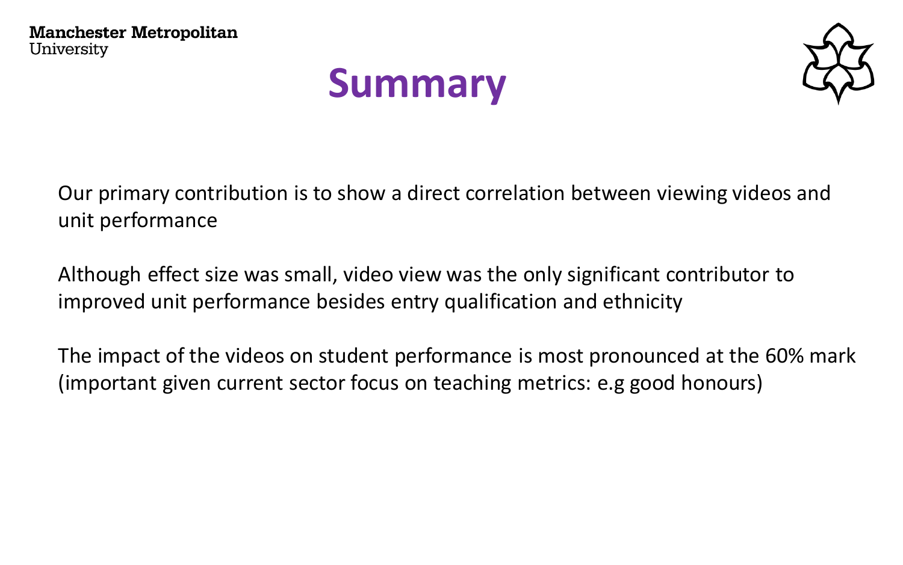# Summary

Our primary contribution is to show a direct correlation between viewing videos and unit performance

Although effect size was small, video view was the only significant contributor to improved unit performance besides entry qualification and ethnicity

The impact of the videos on student performance is most pronounced at the 60% mark (important given current sector focus on teaching metrics: e.g good honours)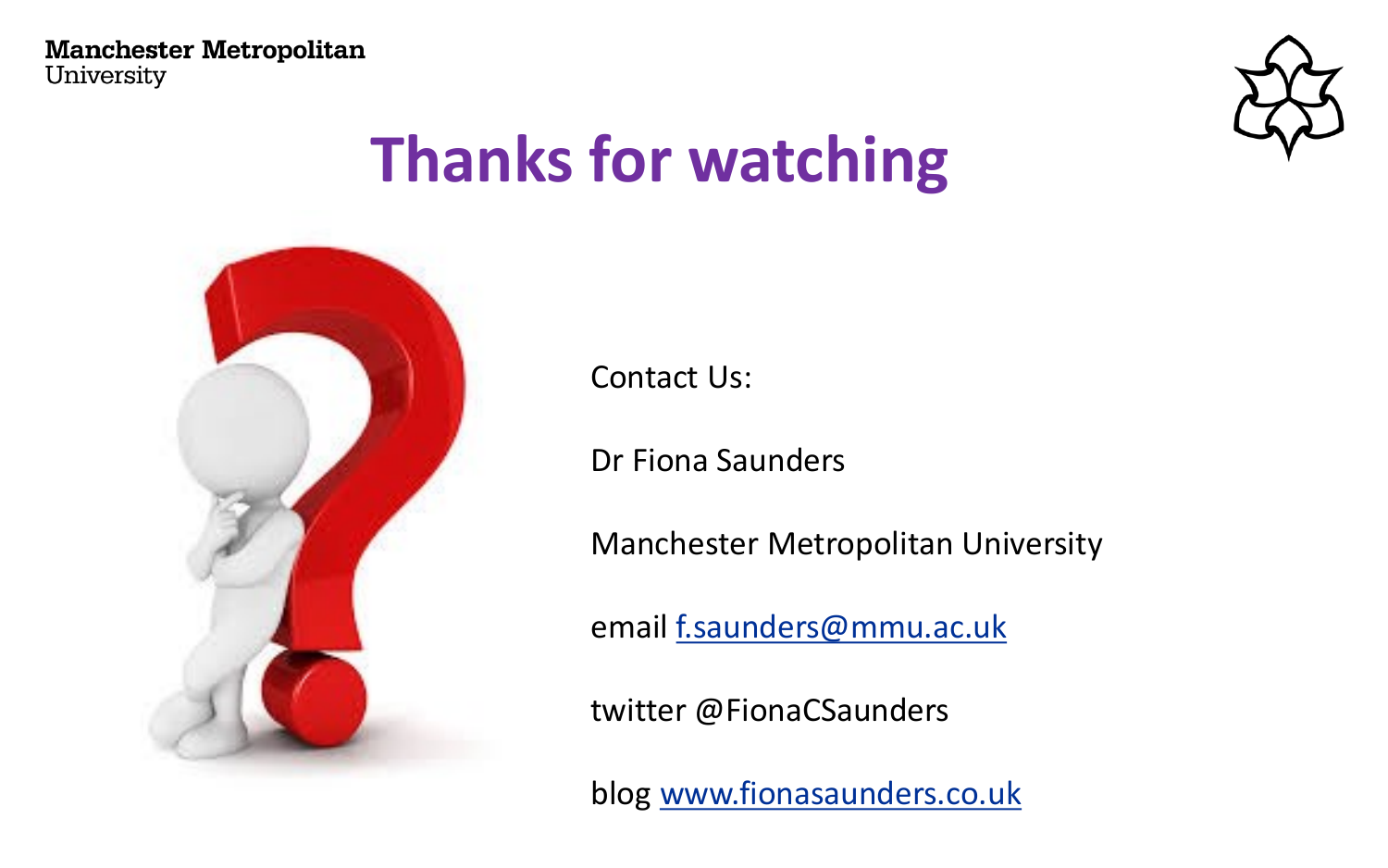Manchester Metropolitan University

# Thanks for watching

Contact Us:

Dr Fiona Saunders

Manchester Metropolitan University

email f.saunders@mmu.ac.uk

twitter @FionaCSaunders

blog www.fionasaunders.co.uk